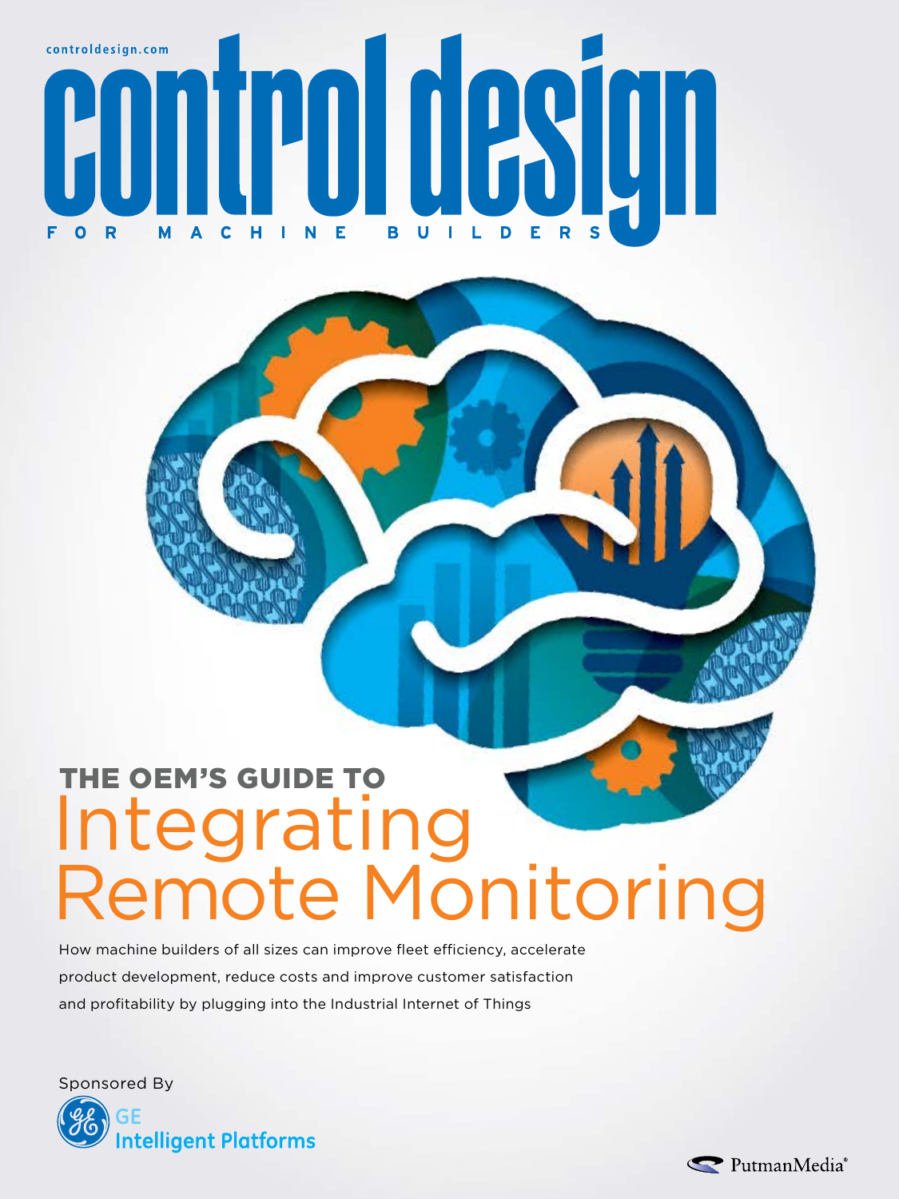controldesign.com

# control design

FOR MACHINE BUILDERS

## THE OEM'S GUIDE TO

# Integrating Remote Monitoring

How machine builders of all sizes can improve fleet efficiency, accelerate product development, reduce costs and improve customer satisfaction and profitability by plugging into the Industrial Internet of Things

Sponsored By

GE Intelligent Platforms

PutmanMedia®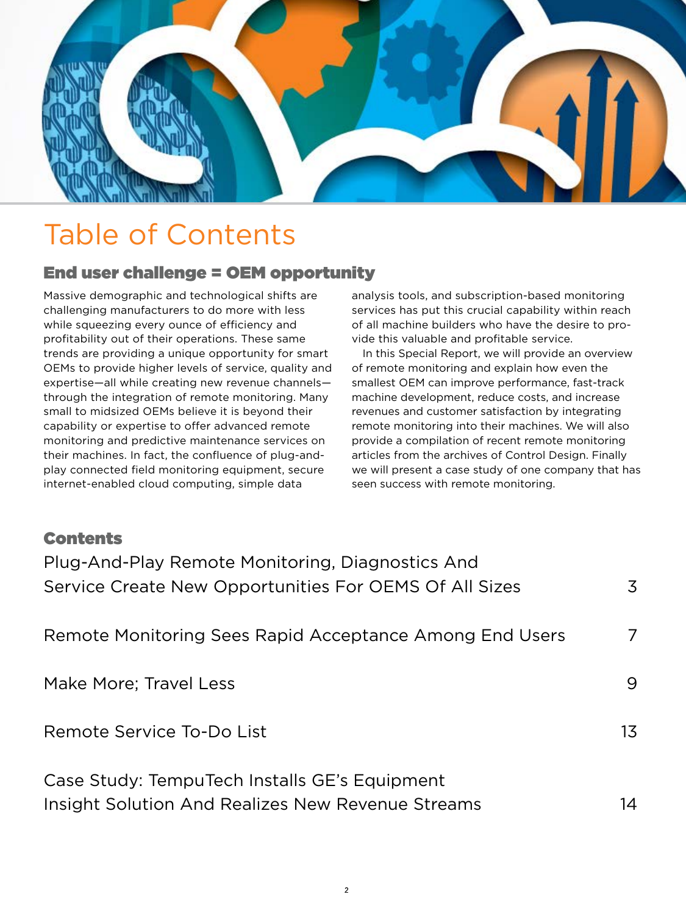# Table of Contents

## End user challenge = OEM opportunity

Massive demographic and technological shifts are challenging manufacturers to do more with less while squeezing every ounce of efficiency and profitability out of their operations. These same trends are providing a unique opportunity for smart OEMs to provide higher levels of service, quality and expertise—all while creating new revenue channels—through the integration of remote monitoring. Many small to midsized OEMs believe it is beyond their capability or expertise to offer advanced remote monitoring and predictive maintenance services on their machines. In fact, the confluence of plug-and-play connected field monitoring equipment, secure internet-enabled cloud computing, simple data analysis tools, and subscription-based monitoring services has put this crucial capability within reach of all machine builders who have the desire to provide this valuable and profitable service.

In this Special Report, we will provide an overview of remote monitoring and explain how even the smallest OEM can improve performance, fast-track machine development, reduce costs, and increase revenues and customer satisfaction by integrating remote monitoring into their machines. We will also provide a compilation of recent remote monitoring articles from the archives of Control Design. Finally we will present a case study of one company that has seen success with remote monitoring.

## Contents

| | |
|---|---|
| Plug-And-Play Remote Monitoring, Diagnostics And Service Create New Opportunities For OEMS Of All Sizes | 3 |
| Remote Monitoring Sees Rapid Acceptance Among End Users | 7 |
| Make More; Travel Less | 9 |
| Remote Service To-Do List | 13 |
| Case Study: TempuTech Installs GE's Equipment Insight Solution And Realizes New Revenue Streams | 14 |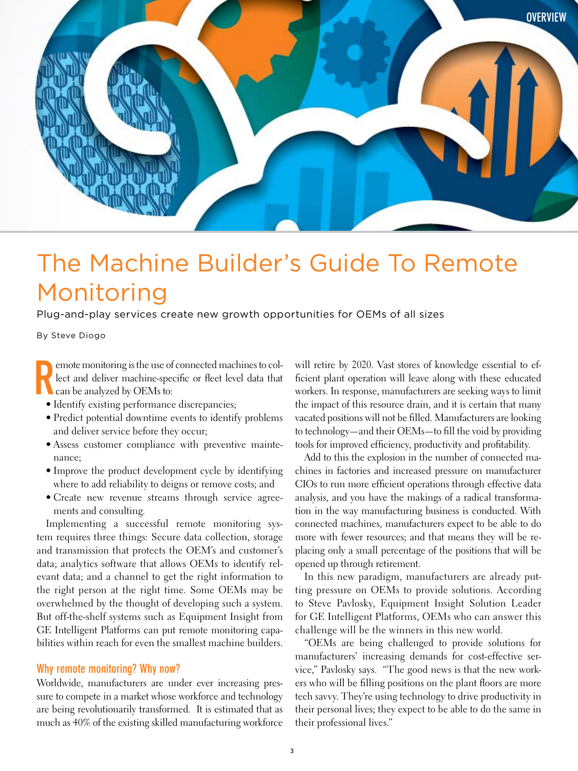# The Machine Builder's Guide To Remote Monitoring

Plug-and-play services create new growth opportunities for OEMs of all sizes

By Steve Diogo

Remote monitoring is the use of connected machines to collect and deliver machine-specific or fleet level data that can be analyzed by OEMs to:

- Identify existing performance discrepancies;
- Predict potential downtime events to identify problems and deliver service before they occur;
- Assess customer compliance with preventive maintenance;
- Improve the product development cycle by identifying where to add reliability to deigns or remove costs; and
- Create new revenue streams through service agreements and consulting.

Implementing a successful remote monitoring system requires three things: Secure data collection, storage and transmission that protects the OEM's and customer's data; analytics software that allows OEMs to identify relevant data; and a channel to get the right information to the right person at the right time. Some OEMs may be overwhelmed by the thought of developing such a system. But off-the-shelf systems such as Equipment Insight from GE Intelligent Platforms can put remote monitoring capabilities within reach for even the smallest machine builders.

## Why remote monitoring? Why now?

Worldwide, manufacturers are under ever increasing pressure to compete in a market whose workforce and technology are being revolutionarily transformed. It is estimated that as much as 40% of the existing skilled manufacturing workforce will retire by 2020. Vast stores of knowledge essential to efficient plant operation will leave along with these educated workers. In response, manufacturers are seeking ways to limit the impact of this resource drain, and it is certain that many vacated positions will not be filled. Manufacturers are looking to technology—and their OEMs—to fill the void by providing tools for improved efficiency, productivity and profitability.

Add to this the explosion in the number of connected machines in factories and increased pressure on manufacturer CIOs to run more efficient operations through effective data analysis, and you have the makings of a radical transformation in the way manufacturing business is conducted. With connected machines, manufacturers expect to be able to do more with fewer resources; and that means they will be replacing only a small percentage of the positions that will be opened up through retirement.

In this new paradigm, manufacturers are already putting pressure on OEMs to provide solutions. According to Steve Pavlosky, Equipment Insight Solution Leader for GE Intelligent Platforms, OEMs who can answer this challenge will be the winners in this new world.

"OEMs are being challenged to provide solutions for manufacturers' increasing demands for cost-effective service," Pavlosky says. "The good news is that the new workers who will be filling positions on the plant floors are more tech savvy. They're using technology to drive productivity in their personal lives; they expect to be able to do the same in their professional lives."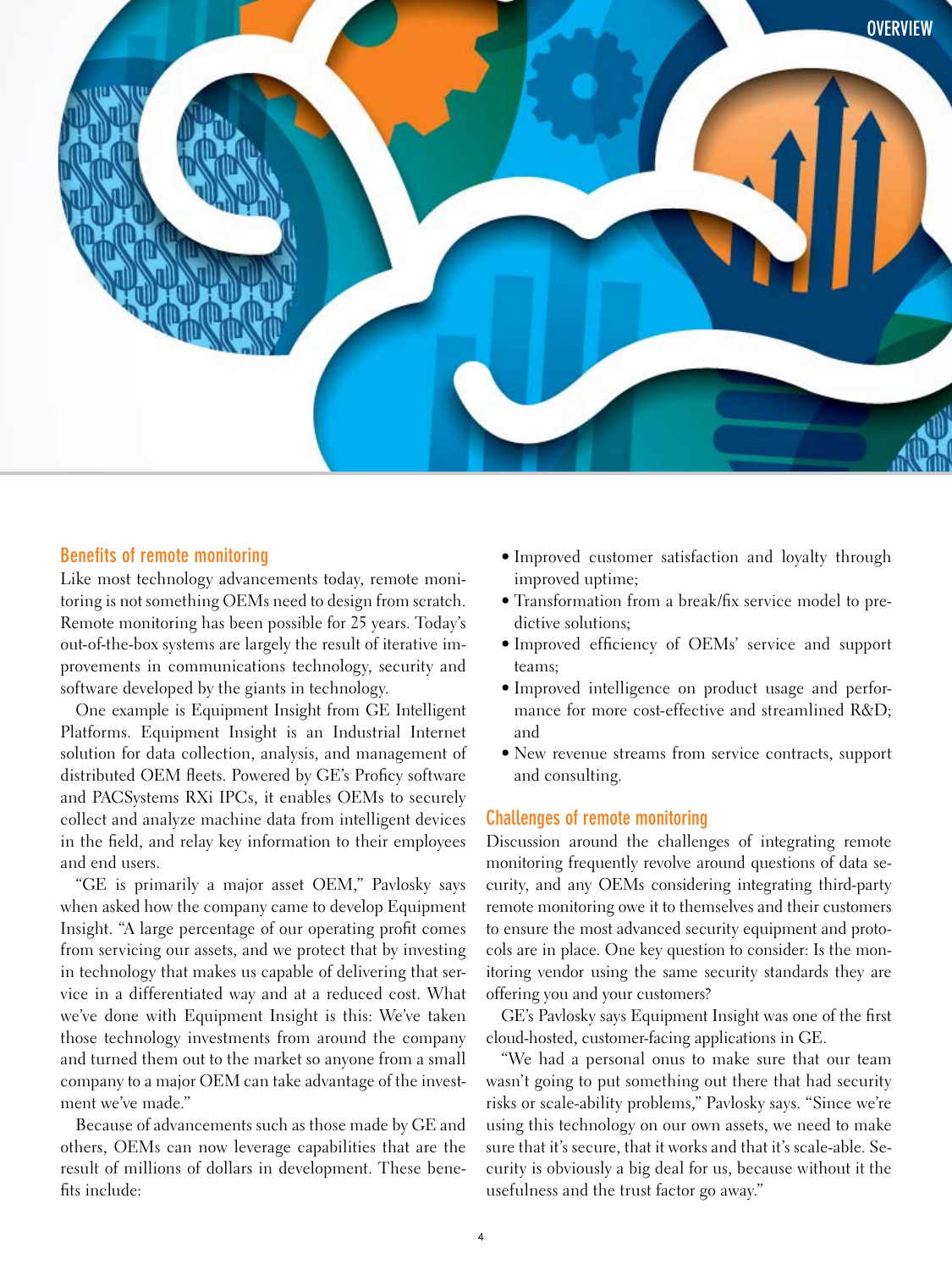## Benefits of remote monitoring

Like most technology advancements today, remote monitoring is not something OEMs need to design from scratch. Remote monitoring has been possible for 25 years. Today's out-of-the-box systems are largely the result of iterative improvements in communications technology, security and software developed by the giants in technology.

One example is Equipment Insight from GE Intelligent Platforms. Equipment Insight is an Industrial Internet solution for data collection, analysis, and management of distributed OEM fleets. Powered by GE's Proficy software and PACSystems RXi IPCs, it enables OEMs to securely collect and analyze machine data from intelligent devices in the field, and relay key information to their employees and end users.

"GE is primarily a major asset OEM," Pavlosky says when asked how the company came to develop Equipment Insight. "A large percentage of our operating profit comes from servicing our assets, and we protect that by investing in technology that makes us capable of delivering that service in a differentiated way and at a reduced cost. What we've done with Equipment Insight is this: We've taken those technology investments from around the company and turned them out to the market so anyone from a small company to a major OEM can take advantage of the investment we've made."

Because of advancements such as those made by GE and others, OEMs can now leverage capabilities that are the result of millions of dollars in development. These benefits include:

- Improved customer satisfaction and loyalty through improved uptime;
- Transformation from a break/fix service model to predictive solutions;
- Improved efficiency of OEMs' service and support teams;
- Improved intelligence on product usage and performance for more cost-effective and streamlined R&D; and
- New revenue streams from service contracts, support and consulting.

## Challenges of remote monitoring

Discussion around the challenges of integrating remote monitoring frequently revolve around questions of data security, and any OEMs considering integrating third-party remote monitoring owe it to themselves and their customers to ensure the most advanced security equipment and protocols are in place. One key question to consider: Is the monitoring vendor using the same security standards they are offering you and your customers?

GE's Pavlosky says Equipment Insight was one of the first cloud-hosted, customer-facing applications in GE.

"We had a personal onus to make sure that our team wasn't going to put something out there that had security risks or scale-ability problems," Pavlosky says. "Since we're using this technology on our own assets, we need to make sure that it's secure, that it works and that it's scale-able. Security is obviously a big deal for us, because without it the usefulness and the trust factor go away."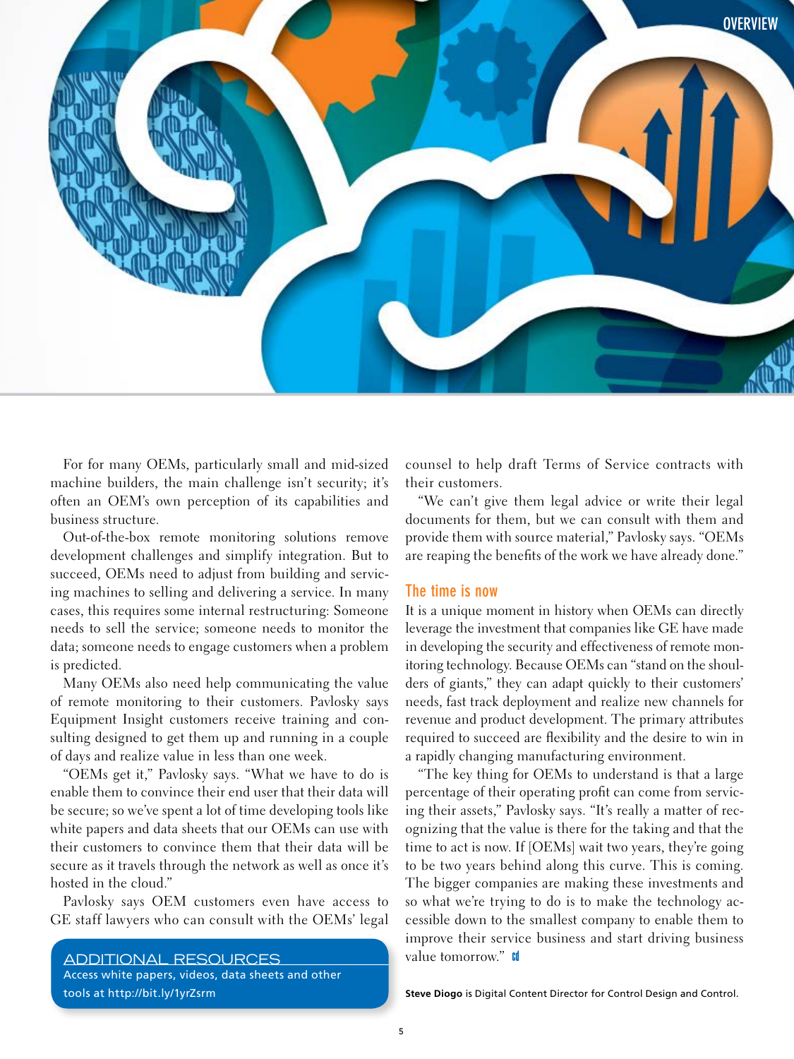For for many OEMs, particularly small and mid-sized machine builders, the main challenge isn't security; it's often an OEM's own perception of its capabilities and business structure.

Out-of-the-box remote monitoring solutions remove development challenges and simplify integration. But to succeed, OEMs need to adjust from building and servicing machines to selling and delivering a service. In many cases, this requires some internal restructuring: Someone needs to sell the service; someone needs to monitor the data; someone needs to engage customers when a problem is predicted.

Many OEMs also need help communicating the value of remote monitoring to their customers. Pavlosky says Equipment Insight customers receive training and consulting designed to get them up and running in a couple of days and realize value in less than one week.

"OEMs get it," Pavlosky says. "What we have to do is enable them to convince their end user that their data will be secure; so we've spent a lot of time developing tools like white papers and data sheets that our OEMs can use with their customers to convince them that their data will be secure as it travels through the network as well as once it's hosted in the cloud."

Pavlosky says OEM customers even have access to GE staff lawyers who can consult with the OEMs' legal counsel to help draft Terms of Service contracts with their customers.

"We can't give them legal advice or write their legal documents for them, but we can consult with them and provide them with source material," Pavlosky says. "OEMs are reaping the benefits of the work we have already done."

## The time is now

It is a unique moment in history when OEMs can directly leverage the investment that companies like GE have made in developing the security and effectiveness of remote monitoring technology. Because OEMs can "stand on the shoulders of giants," they can adapt quickly to their customers' needs, fast track deployment and realize new channels for revenue and product development. The primary attributes required to succeed are flexibility and the desire to win in a rapidly changing manufacturing environment.

"The key thing for OEMs to understand is that a large percentage of their operating profit can come from servicing their assets," Pavlosky says. "It's really a matter of recognizing that the value is there for the taking and that the time to act is now. If [OEMs] wait two years, they're going to be two years behind along this curve. This is coming. The bigger companies are making these investments and so what we're trying to do is to make the technology accessible down to the smallest company to enable them to improve their service business and start driving business value tomorrow."

**Steve Diogo** is Digital Content Director for Control Design and Control.

**ADDITIONAL RESOURCES**

Access white papers, videos, data sheets and other tools at http://bit.ly/1yrZsrm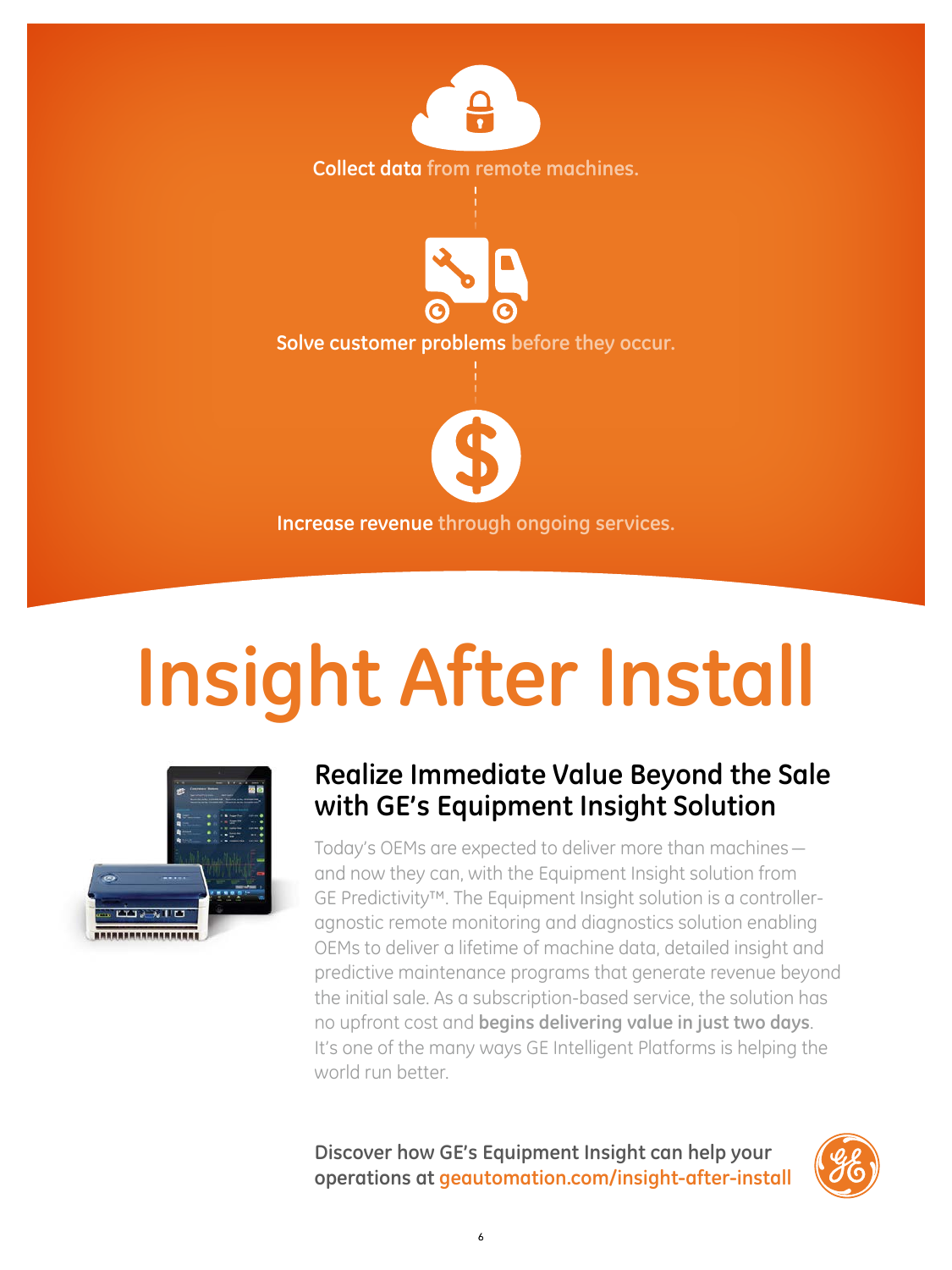**Collect data** from remote machines.

**Solve customer problems** before they occur.

**Increase revenue** through ongoing services.

# Insight After Install

## Realize Immediate Value Beyond the Sale with GE's Equipment Insight Solution

Today's OEMs are expected to deliver more than machines—and now they can, with the Equipment Insight solution from GE Predictivity™. The Equipment Insight solution is a controller-agnostic remote monitoring and diagnostics solution enabling OEMs to deliver a lifetime of machine data, detailed insight and predictive maintenance programs that generate revenue beyond the initial sale. As a subscription-based service, the solution has no upfront cost and **begins delivering value in just two days**. It's one of the many ways GE Intelligent Platforms is helping the world run better.

**Discover how GE's Equipment Insight can help your operations at geautomation.com/insight-after-install**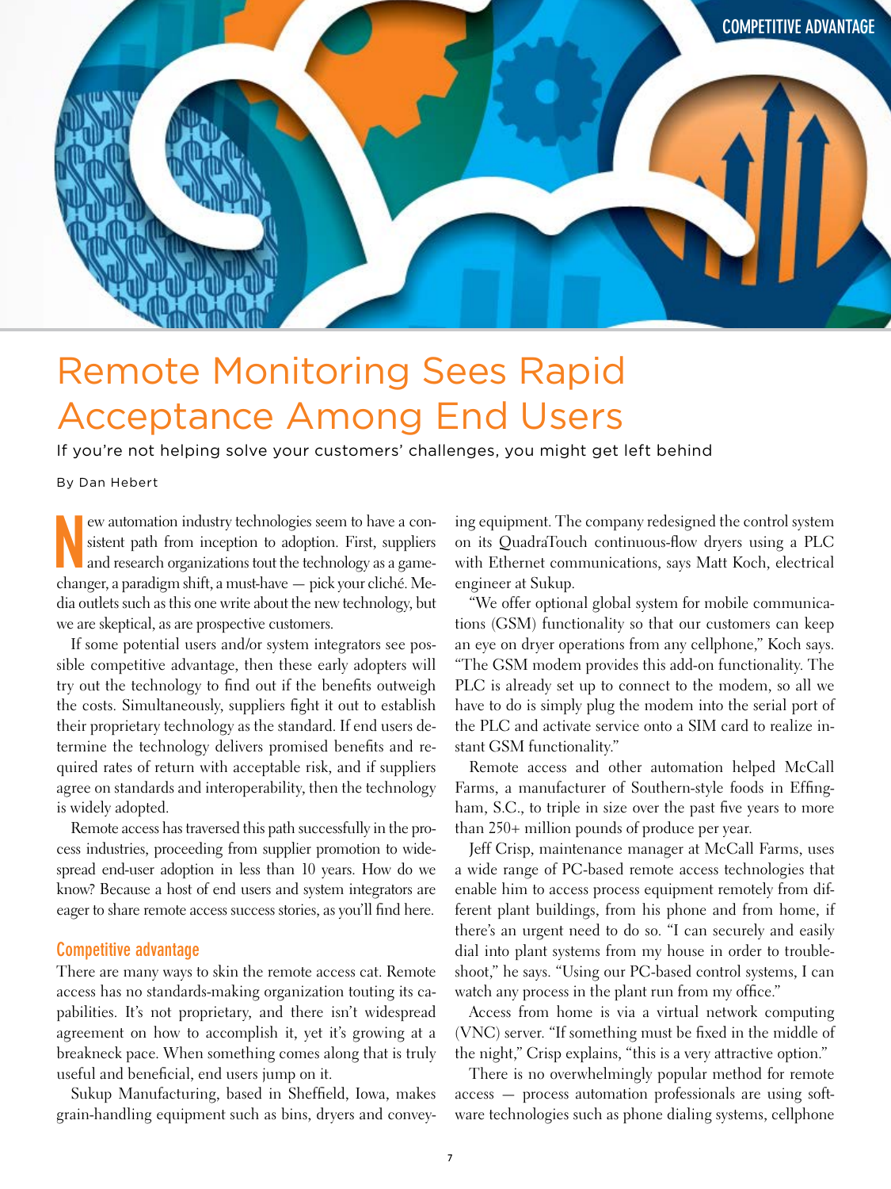# Remote Monitoring Sees Rapid Acceptance Among End Users

If you're not helping solve your customers' challenges, you might get left behind

By Dan Hebert

New automation industry technologies seem to have a consistent path from inception to adoption. First, suppliers and research organizations tout the technology as a game-changer, a paradigm shift, a must-have — pick your cliché. Media outlets such as this one write about the new technology, but we are skeptical, as are prospective customers.

If some potential users and/or system integrators see possible competitive advantage, then these early adopters will try out the technology to find out if the benefits outweigh the costs. Simultaneously, suppliers fight it out to establish their proprietary technology as the standard. If end users determine the technology delivers promised benefits and required rates of return with acceptable risk, and if suppliers agree on standards and interoperability, then the technology is widely adopted.

Remote access has traversed this path successfully in the process industries, proceeding from supplier promotion to widespread end-user adoption in less than 10 years. How do we know? Because a host of end users and system integrators are eager to share remote access success stories, as you'll find here.

## Competitive advantage

There are many ways to skin the remote access cat. Remote access has no standards-making organization touting its capabilities. It's not proprietary, and there isn't widespread agreement on how to accomplish it, yet it's growing at a breakneck pace. When something comes along that is truly useful and beneficial, end users jump on it.

Sukup Manufacturing, based in Sheffield, Iowa, makes grain-handling equipment such as bins, dryers and conveying equipment. The company redesigned the control system on its QuadraTouch continuous-flow dryers using a PLC with Ethernet communications, says Matt Koch, electrical engineer at Sukup.

"We offer optional global system for mobile communications (GSM) functionality so that our customers can keep an eye on dryer operations from any cellphone," Koch says. "The GSM modem provides this add-on functionality. The PLC is already set up to connect to the modem, so all we have to do is simply plug the modem into the serial port of the PLC and activate service onto a SIM card to realize instant GSM functionality."

Remote access and other automation helped McCall Farms, a manufacturer of Southern-style foods in Effingham, S.C., to triple in size over the past five years to more than 250+ million pounds of produce per year.

Jeff Crisp, maintenance manager at McCall Farms, uses a wide range of PC-based remote access technologies that enable him to access process equipment remotely from different plant buildings, from his phone and from home, if there's an urgent need to do so. "I can securely and easily dial into plant systems from my house in order to troubleshoot," he says. "Using our PC-based control systems, I can watch any process in the plant run from my office."

Access from home is via a virtual network computing (VNC) server. "If something must be fixed in the middle of the night," Crisp explains, "this is a very attractive option."

There is no overwhelmingly popular method for remote access — process automation professionals are using software technologies such as phone dialing systems, cellphone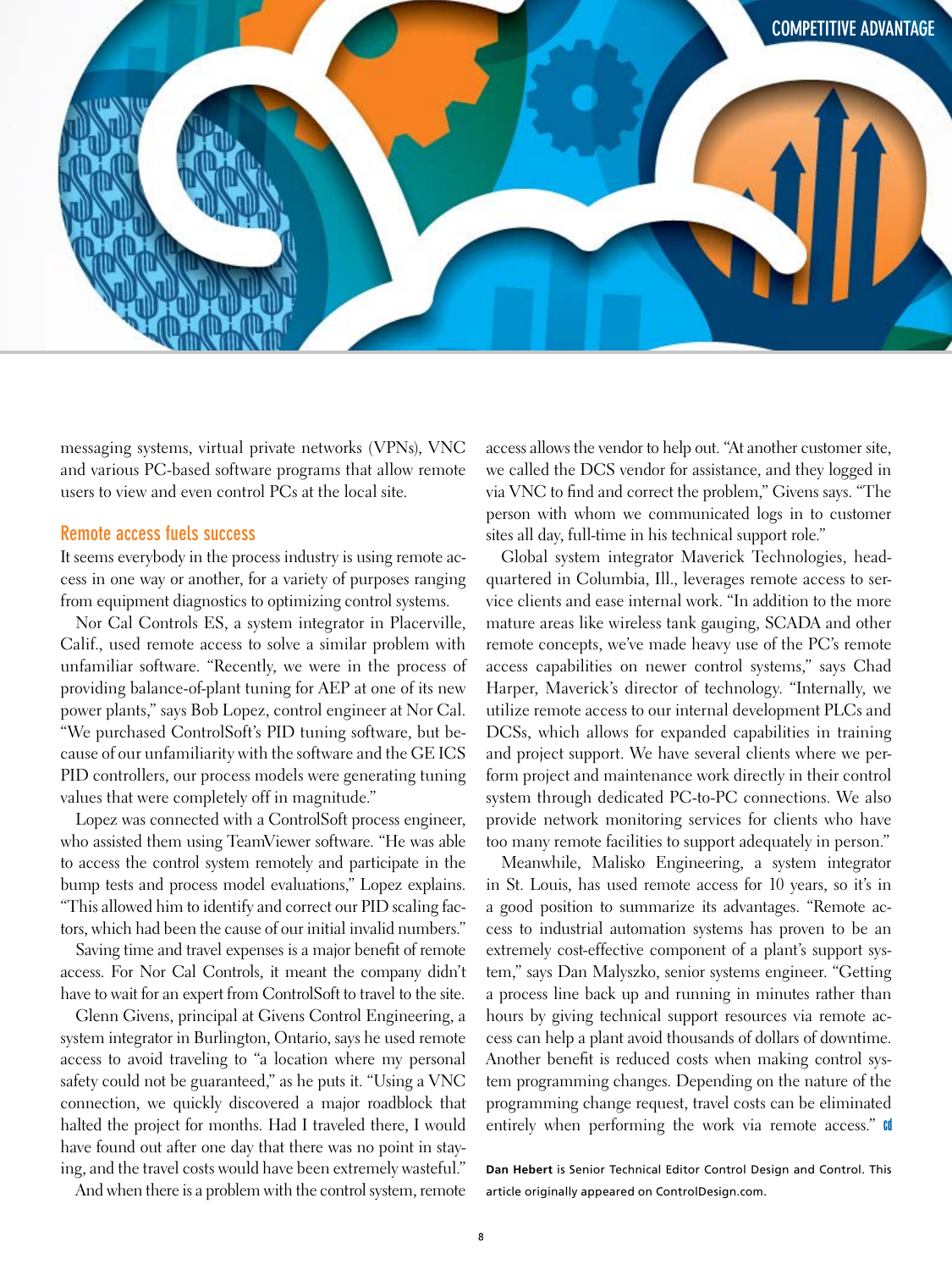messaging systems, virtual private networks (VPNs), VNC and various PC-based software programs that allow remote users to view and even control PCs at the local site.

## Remote access fuels success

It seems everybody in the process industry is using remote access in one way or another, for a variety of purposes ranging from equipment diagnostics to optimizing control systems.

Nor Cal Controls ES, a system integrator in Placerville, Calif., used remote access to solve a similar problem with unfamiliar software. "Recently, we were in the process of providing balance-of-plant tuning for AEP at one of its new power plants," says Bob Lopez, control engineer at Nor Cal. "We purchased ControlSoft's PID tuning software, but because of our unfamiliarity with the software and the GE ICS PID controllers, our process models were generating tuning values that were completely off in magnitude."

Lopez was connected with a ControlSoft process engineer, who assisted them using TeamViewer software. "He was able to access the control system remotely and participate in the bump tests and process model evaluations," Lopez explains. "This allowed him to identify and correct our PID scaling factors, which had been the cause of our initial invalid numbers."

Saving time and travel expenses is a major benefit of remote access. For Nor Cal Controls, it meant the company didn't have to wait for an expert from ControlSoft to travel to the site.

Glenn Givens, principal at Givens Control Engineering, a system integrator in Burlington, Ontario, says he used remote access to avoid traveling to "a location where my personal safety could not be guaranteed," as he puts it. "Using a VNC connection, we quickly discovered a major roadblock that halted the project for months. Had I traveled there, I would have found out after one day that there was no point in staying, and the travel costs would have been extremely wasteful."

And when there is a problem with the control system, remote access allows the vendor to help out. "At another customer site, we called the DCS vendor for assistance, and they logged in via VNC to find and correct the problem," Givens says. "The person with whom we communicated logs in to customer sites all day, full-time in his technical support role."

Global system integrator Maverick Technologies, headquartered in Columbia, Ill., leverages remote access to service clients and ease internal work. "In addition to the more mature areas like wireless tank gauging, SCADA and other remote concepts, we've made heavy use of the PC's remote access capabilities on newer control systems," says Chad Harper, Maverick's director of technology. "Internally, we utilize remote access to our internal development PLCs and DCSs, which allows for expanded capabilities in training and project support. We have several clients where we perform project and maintenance work directly in their control system through dedicated PC-to-PC connections. We also provide network monitoring services for clients who have too many remote facilities to support adequately in person."

Meanwhile, Malisko Engineering, a system integrator in St. Louis, has used remote access for 10 years, so it's in a good position to summarize its advantages. "Remote access to industrial automation systems has proven to be an extremely cost-effective component of a plant's support system," says Dan Malyszko, senior systems engineer. "Getting a process line back up and running in minutes rather than hours by giving technical support resources via remote access can help a plant avoid thousands of dollars of downtime. Another benefit is reduced costs when making control system programming changes. Depending on the nature of the programming change request, travel costs can be eliminated entirely when performing the work via remote access."

**Dan Hebert** is Senior Technical Editor Control Design and Control. This article originally appeared on ControlDesign.com.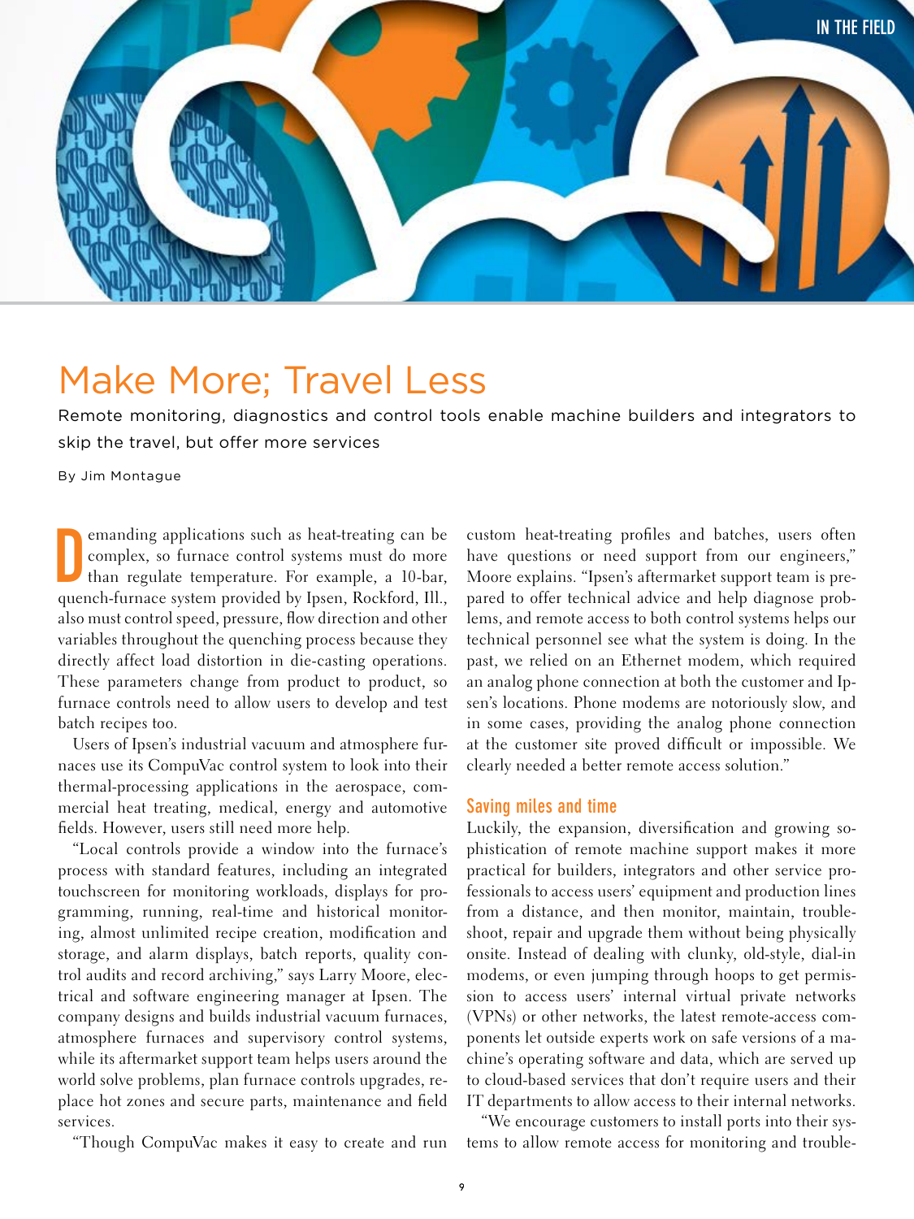# Make More; Travel Less

Remote monitoring, diagnostics and control tools enable machine builders and integrators to skip the travel, but offer more services

By Jim Montague

Demanding applications such as heat-treating can be complex, so furnace control systems must do more than regulate temperature. For example, a 10-bar, quench-furnace system provided by Ipsen, Rockford, Ill., also must control speed, pressure, flow direction and other variables throughout the quenching process because they directly affect load distortion in die-casting operations. These parameters change from product to product, so furnace controls need to allow users to develop and test batch recipes too.

Users of Ipsen's industrial vacuum and atmosphere furnaces use its CompuVac control system to look into their thermal-processing applications in the aerospace, commercial heat treating, medical, energy and automotive fields. However, users still need more help.

"Local controls provide a window into the furnace's process with standard features, including an integrated touchscreen for monitoring workloads, displays for programming, running, real-time and historical monitoring, almost unlimited recipe creation, modification and storage, and alarm displays, batch reports, quality control audits and record archiving," says Larry Moore, electrical and software engineering manager at Ipsen. The company designs and builds industrial vacuum furnaces, atmosphere furnaces and supervisory control systems, while its aftermarket support team helps users around the world solve problems, plan furnace controls upgrades, replace hot zones and secure parts, maintenance and field services.

"Though CompuVac makes it easy to create and run custom heat-treating profiles and batches, users often have questions or need support from our engineers," Moore explains. "Ipsen's aftermarket support team is prepared to offer technical advice and help diagnose problems, and remote access to both control systems helps our technical personnel see what the system is doing. In the past, we relied on an Ethernet modem, which required an analog phone connection at both the customer and Ipsen's locations. Phone modems are notoriously slow, and in some cases, providing the analog phone connection at the customer site proved difficult or impossible. We clearly needed a better remote access solution."

## Saving miles and time

Luckily, the expansion, diversification and growing sophistication of remote machine support makes it more practical for builders, integrators and other service professionals to access users' equipment and production lines from a distance, and then monitor, maintain, troubleshoot, repair and upgrade them without being physically onsite. Instead of dealing with clunky, old-style, dial-in modems, or even jumping through hoops to get permission to access users' internal virtual private networks (VPNs) or other networks, the latest remote-access components let outside experts work on safe versions of a machine's operating software and data, which are served up to cloud-based services that don't require users and their IT departments to allow access to their internal networks.

"We encourage customers to install ports into their systems to allow remote access for monitoring and trouble-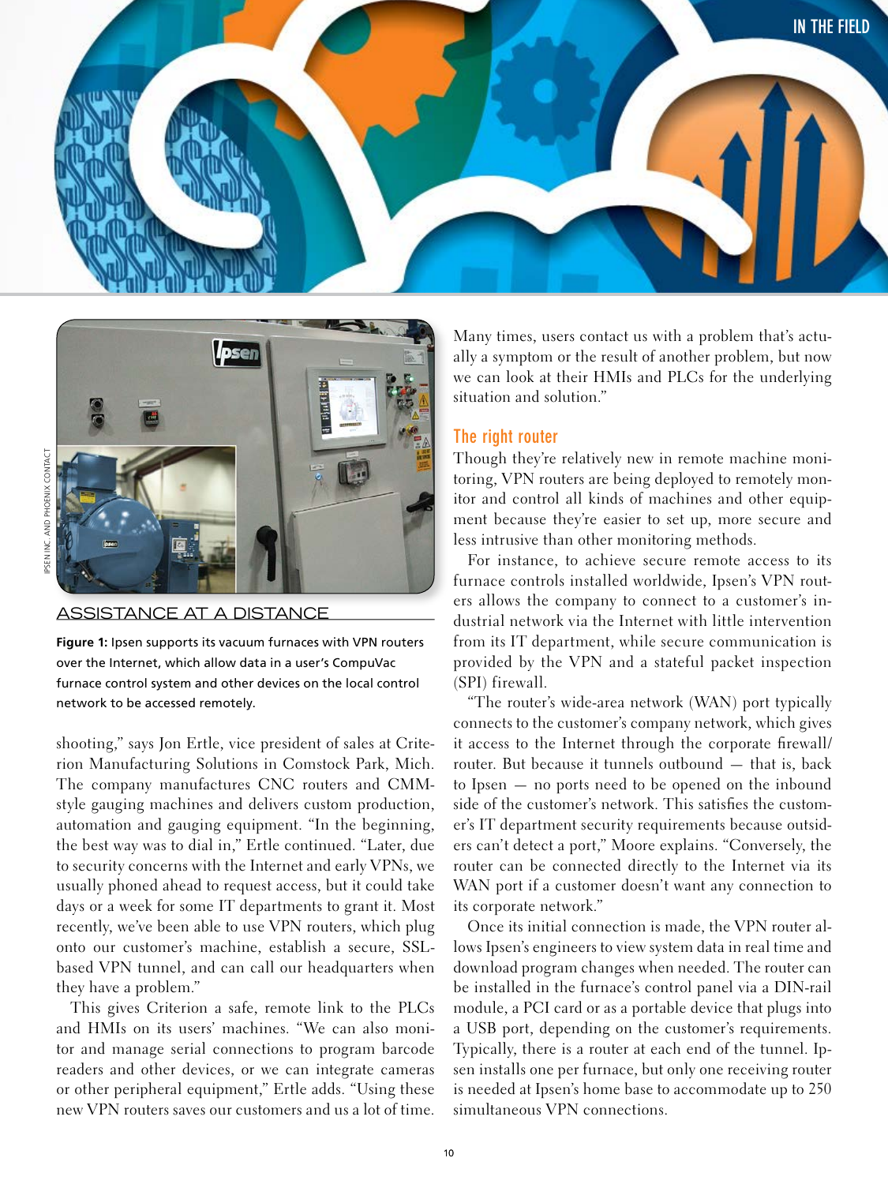IPSEN INC. AND PHOENIX CONTACT

ASSISTANCE AT A DISTANCE

**Figure 1:** Ipsen supports its vacuum furnaces with VPN routers over the Internet, which allow data in a user's CompuVac furnace control system and other devices on the local control network to be accessed remotely.

shooting," says Jon Ertle, vice president of sales at Criterion Manufacturing Solutions in Comstock Park, Mich. The company manufactures CNC routers and CMM-style gauging machines and delivers custom production, automation and gauging equipment. "In the beginning, the best way was to dial in," Ertle continued. "Later, due to security concerns with the Internet and early VPNs, we usually phoned ahead to request access, but it could take days or a week for some IT departments to grant it. Most recently, we've been able to use VPN routers, which plug onto our customer's machine, establish a secure, SSL-based VPN tunnel, and can call our headquarters when they have a problem."

This gives Criterion a safe, remote link to the PLCs and HMIs on its users' machines. "We can also monitor and manage serial connections to program barcode readers and other devices, or we can integrate cameras or other peripheral equipment," Ertle adds. "Using these new VPN routers saves our customers and us a lot of time. Many times, users contact us with a problem that's actually a symptom or the result of another problem, but now we can look at their HMIs and PLCs for the underlying situation and solution."

## The right router

Though they're relatively new in remote machine monitoring, VPN routers are being deployed to remotely monitor and control all kinds of machines and other equipment because they're easier to set up, more secure and less intrusive than other monitoring methods.

For instance, to achieve secure remote access to its furnace controls installed worldwide, Ipsen's VPN routers allows the company to connect to a customer's industrial network via the Internet with little intervention from its IT department, while secure communication is provided by the VPN and a stateful packet inspection (SPI) firewall.

"The router's wide-area network (WAN) port typically connects to the customer's company network, which gives it access to the Internet through the corporate firewall/router. But because it tunnels outbound — that is, back to Ipsen — no ports need to be opened on the inbound side of the customer's network. This satisfies the customer's IT department security requirements because outsiders can't detect a port," Moore explains. "Conversely, the router can be connected directly to the Internet via its WAN port if a customer doesn't want any connection to its corporate network."

Once its initial connection is made, the VPN router allows Ipsen's engineers to view system data in real time and download program changes when needed. The router can be installed in the furnace's control panel via a DIN-rail module, a PCI card or as a portable device that plugs into a USB port, depending on the customer's requirements. Typically, there is a router at each end of the tunnel. Ipsen installs one per furnace, but only one receiving router is needed at Ipsen's home base to accommodate up to 250 simultaneous VPN connections.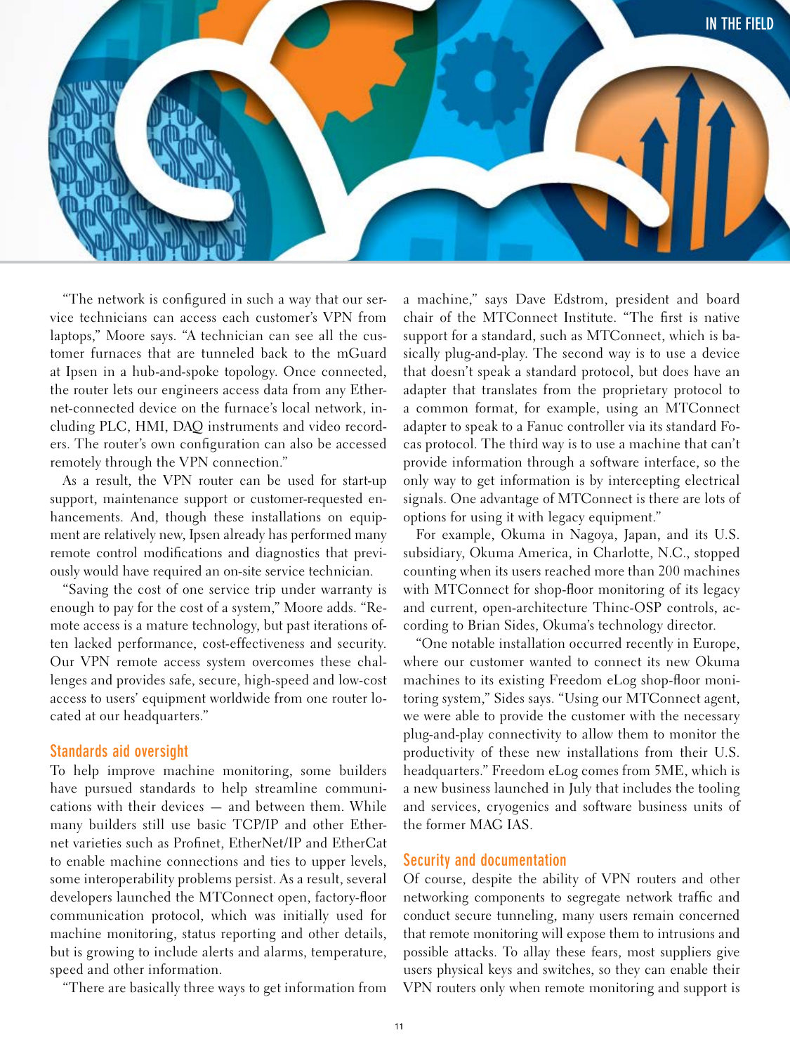"The network is configured in such a way that our service technicians can access each customer's VPN from laptops," Moore says. "A technician can see all the customer furnaces that are tunneled back to the mGuard at Ipsen in a hub-and-spoke topology. Once connected, the router lets our engineers access data from any Ethernet-connected device on the furnace's local network, including PLC, HMI, DAQ instruments and video recorders. The router's own configuration can also be accessed remotely through the VPN connection."

As a result, the VPN router can be used for start-up support, maintenance support or customer-requested enhancements. And, though these installations on equipment are relatively new, Ipsen already has performed many remote control modifications and diagnostics that previously would have required an on-site service technician.

"Saving the cost of one service trip under warranty is enough to pay for the cost of a system," Moore adds. "Remote access is a mature technology, but past iterations often lacked performance, cost-effectiveness and security. Our VPN remote access system overcomes these challenges and provides safe, secure, high-speed and low-cost access to users' equipment worldwide from one router located at our headquarters."

## Standards aid oversight

To help improve machine monitoring, some builders have pursued standards to help streamline communications with their devices — and between them. While many builders still use basic TCP/IP and other Ethernet varieties such as Profinet, EtherNet/IP and EtherCat to enable machine connections and ties to upper levels, some interoperability problems persist. As a result, several developers launched the MTConnect open, factory-floor communication protocol, which was initially used for machine monitoring, status reporting and other details, but is growing to include alerts and alarms, temperature, speed and other information.

"There are basically three ways to get information from a machine," says Dave Edstrom, president and board chair of the MTConnect Institute. "The first is native support for a standard, such as MTConnect, which is basically plug-and-play. The second way is to use a device that doesn't speak a standard protocol, but does have an adapter that translates from the proprietary protocol to a common format, for example, using an MTConnect adapter to speak to a Fanuc controller via its standard Focas protocol. The third way is to use a machine that can't provide information through a software interface, so the only way to get information is by intercepting electrical signals. One advantage of MTConnect is there are lots of options for using it with legacy equipment."

For example, Okuma in Nagoya, Japan, and its U.S. subsidiary, Okuma America, in Charlotte, N.C., stopped counting when its users reached more than 200 machines with MTConnect for shop-floor monitoring of its legacy and current, open-architecture Thinc-OSP controls, according to Brian Sides, Okuma's technology director.

"One notable installation occurred recently in Europe, where our customer wanted to connect its new Okuma machines to its existing Freedom eLog shop-floor monitoring system," Sides says. "Using our MTConnect agent, we were able to provide the customer with the necessary plug-and-play connectivity to allow them to monitor the productivity of these new installations from their U.S. headquarters." Freedom eLog comes from 5ME, which is a new business launched in July that includes the tooling and services, cryogenics and software business units of the former MAG IAS.

## Security and documentation

Of course, despite the ability of VPN routers and other networking components to segregate network traffic and conduct secure tunneling, many users remain concerned that remote monitoring will expose them to intrusions and possible attacks. To allay these fears, most suppliers give users physical keys and switches, so they can enable their VPN routers only when remote monitoring and support is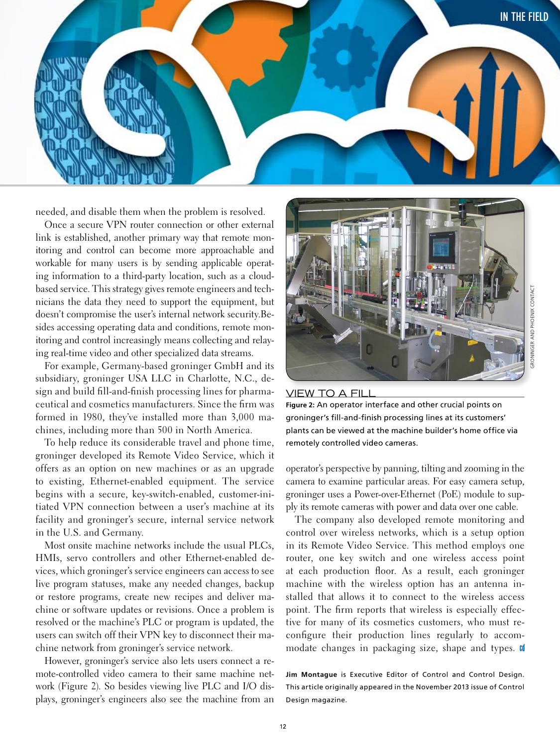needed, and disable them when the problem is resolved.

Once a secure VPN router connection or other external link is established, another primary way that remote monitoring and control can become more approachable and workable for many users is by sending applicable operating information to a third-party location, such as a cloud-based service. This strategy gives remote engineers and technicians the data they need to support the equipment, but doesn't compromise the user's internal network security. Besides accessing operating data and conditions, remote monitoring and control increasingly means collecting and relaying real-time video and other specialized data streams.

For example, Germany-based groninger GmbH and its subsidiary, groninger USA LLC in Charlotte, N.C., design and build fill-and-finish processing lines for pharmaceutical and cosmetics manufacturers. Since the firm was formed in 1980, they've installed more than 3,000 machines, including more than 500 in North America.

To help reduce its considerable travel and phone time, groninger developed its Remote Video Service, which it offers as an option on new machines or as an upgrade to existing, Ethernet-enabled equipment. The service begins with a secure, key-switch-enabled, customer-initiated VPN connection between a user's machine at its facility and groninger's secure, internal service network in the U.S. and Germany.

Most onsite machine networks include the usual PLCs, HMIs, servo controllers and other Ethernet-enabled devices, which groninger's service engineers can access to see live program statuses, make any needed changes, backup or restore programs, create new recipes and deliver machine or software updates or revisions. Once a problem is resolved or the machine's PLC or program is updated, the users can switch off their VPN key to disconnect their machine network from groninger's service network.

However, groninger's service also lets users connect a remote-controlled video camera to their same machine network (Figure 2). So besides viewing live PLC and I/O displays, groninger's engineers also see the machine from an operator's perspective by panning, tilting and zooming in the camera to examine particular areas. For easy camera setup, groninger uses a Power-over-Ethernet (PoE) module to supply its remote cameras with power and data over one cable.

The company also developed remote monitoring and control over wireless networks, which is a setup option in its Remote Video Service. This method employs one router, one key switch and one wireless access point at each production floor. As a result, each groninger machine with the wireless option has an antenna installed that allows it to connect to the wireless access point. The firm reports that wireless is especially effective for many of its cosmetics customers, who must reconfigure their production lines regularly to accommodate changes in packaging size, shape and types.

GRONINGER AND PHOENIX CONTACT

VIEW TO A FILL

**Figure 2:** An operator interface and other crucial points on groninger's fill-and-finish processing lines at its customers' plants can be viewed at the machine builder's home office via remotely controlled video cameras.

**Jim Montague** is Executive Editor of Control and Control Design. This article originally appeared in the November 2013 issue of Control Design magazine.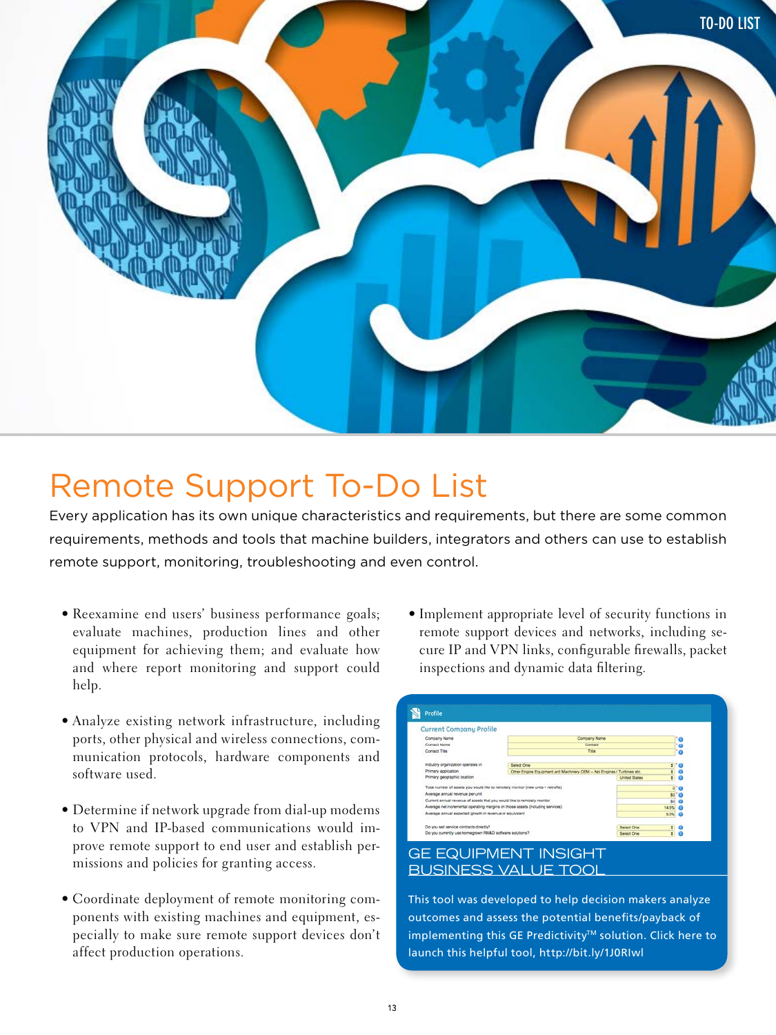# Remote Support To-Do List

Every application has its own unique characteristics and requirements, but there are some common requirements, methods and tools that machine builders, integrators and others can use to establish remote support, monitoring, troubleshooting and even control.

- Reexamine end users' business performance goals; evaluate machines, production lines and other equipment for achieving them; and evaluate how and where report monitoring and support could help.
- Analyze existing network infrastructure, including ports, other physical and wireless connections, communication protocols, hardware components and software used.
- Determine if network upgrade from dial-up modems to VPN and IP-based communications would improve remote support to end user and establish permissions and policies for granting access.
- Coordinate deployment of remote monitoring components with existing machines and equipment, especially to make sure remote support devices don't affect production operations.
- Implement appropriate level of security functions in remote support devices and networks, including secure IP and VPN links, configurable firewalls, packet inspections and dynamic data filtering.

## GE EQUIPMENT INSIGHT BUSINESS VALUE TOOL

This tool was developed to help decision makers analyze outcomes and assess the potential benefits/payback of implementing this GE Predictivity™ solution. Click here to launch this helpful tool, http://bit.ly/1J0RIwl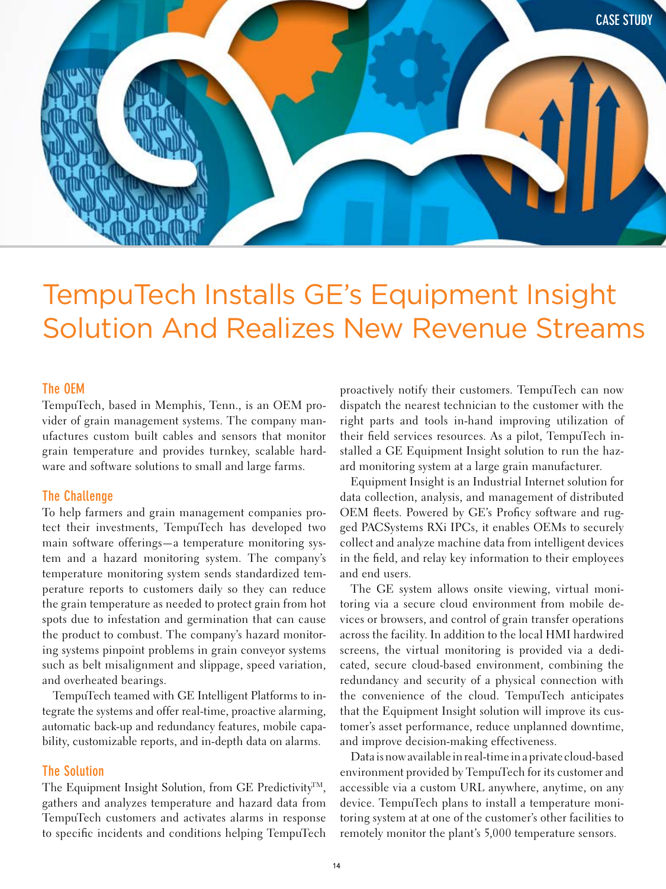CASE STUDY

# TempuTech Installs GE's Equipment Insight Solution And Realizes New Revenue Streams

## The OEM

TempuTech, based in Memphis, Tenn., is an OEM provider of grain management systems. The company manufactures custom built cables and sensors that monitor grain temperature and provides turnkey, scalable hardware and software solutions to small and large farms.

## The Challenge

To help farmers and grain management companies protect their investments, TempuTech has developed two main software offerings—a temperature monitoring system and a hazard monitoring system. The company's temperature monitoring system sends standardized temperature reports to customers daily so they can reduce the grain temperature as needed to protect grain from hot spots due to infestation and germination that can cause the product to combust. The company's hazard monitoring systems pinpoint problems in grain conveyor systems such as belt misalignment and slippage, speed variation, and overheated bearings.

TempuTech teamed with GE Intelligent Platforms to integrate the systems and offer real-time, proactive alarming, automatic back-up and redundancy features, mobile capability, customizable reports, and in-depth data on alarms.

## The Solution

The Equipment Insight Solution, from GE Predictivity™, gathers and analyzes temperature and hazard data from TempuTech customers and activates alarms in response to specific incidents and conditions helping TempuTech proactively notify their customers. TempuTech can now dispatch the nearest technician to the customer with the right parts and tools in-hand improving utilization of their field services resources. As a pilot, TempuTech installed a GE Equipment Insight solution to run the hazard monitoring system at a large grain manufacturer.

Equipment Insight is an Industrial Internet solution for data collection, analysis, and management of distributed OEM fleets. Powered by GE's Proficy software and rugged PACSystems RXi IPCs, it enables OEMs to securely collect and analyze machine data from intelligent devices in the field, and relay key information to their employees and end users.

The GE system allows onsite viewing, virtual monitoring via a secure cloud environment from mobile devices or browsers, and control of grain transfer operations across the facility. In addition to the local HMI hardwired screens, the virtual monitoring is provided via a dedicated, secure cloud-based environment, combining the redundancy and security of a physical connection with the convenience of the cloud. TempuTech anticipates that the Equipment Insight solution will improve its customer's asset performance, reduce unplanned downtime, and improve decision-making effectiveness.

Data is now available in real-time in a private cloud-based environment provided by TempuTech for its customer and accessible via a custom URL anywhere, anytime, on any device. TempuTech plans to install a temperature monitoring system at at one of the customer's other facilities to remotely monitor the plant's 5,000 temperature sensors.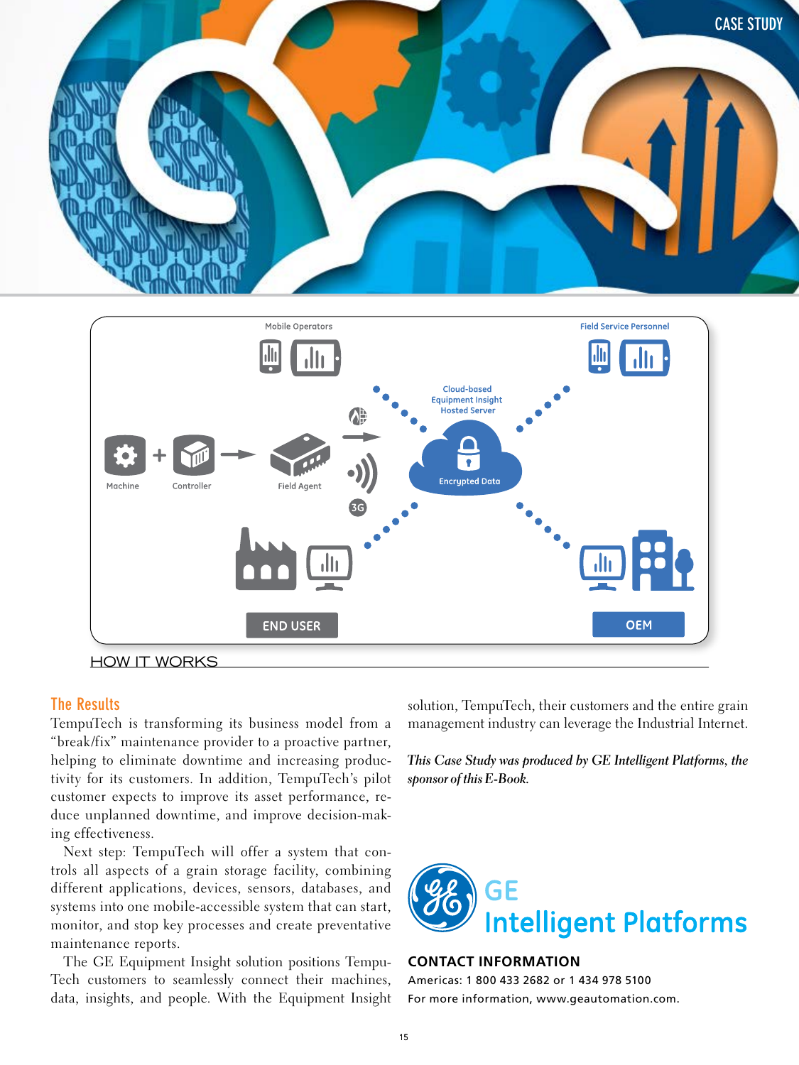Mobile Operators

Field Service Personnel

Cloud-based Equipment Insight Hosted Server

Machine

Controller

Field Agent

3G

Encrypted Data

END USER

OEM

HOW IT WORKS

## The Results

TempuTech is transforming its business model from a "break/fix" maintenance provider to a proactive partner, helping to eliminate downtime and increasing productivity for its customers. In addition, TempuTech's pilot customer expects to improve its asset performance, reduce unplanned downtime, and improve decision-making effectiveness.

Next step: TempuTech will offer a system that controls all aspects of a grain storage facility, combining different applications, devices, sensors, databases, and systems into one mobile-accessible system that can start, monitor, and stop key processes and create preventative maintenance reports.

The GE Equipment Insight solution positions TempuTech customers to seamlessly connect their machines, data, insights, and people. With the Equipment Insight solution, TempuTech, their customers and the entire grain management industry can leverage the Industrial Internet.

*This Case Study was produced by GE Intelligent Platforms, the sponsor of this E-Book.*

GE Intelligent Platforms

**CONTACT INFORMATION**

Americas: 1 800 433 2682 or 1 434 978 5100

For more information, www.geautomation.com.